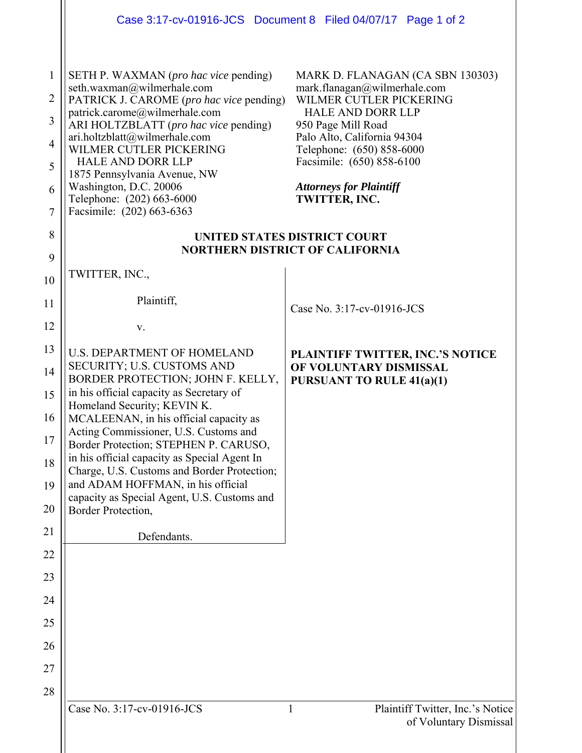SETH P. WAXMAN (*pro hac vice* pending)
seth.waxman@wilmerhale.com
PATRICK J. CAROME (*pro hac vice* pending)
patrick.carome@wilmerhale.com
ARI HOLTZBLATT (*pro hac vice* pending)
ari.holtzblatt@wilmerhale.com
WILMER CUTLER PICKERING
HALE AND DORR LLP
1875 Pennsylvania Avenue, NW
Washington, D.C. 20006
Telephone: (202) 663-6000
Facsimile: (202) 663-6363

MARK D. FLANAGAN (CA SBN 130303)
mark.flanagan@wilmerhale.com
WILMER CUTLER PICKERING
HALE AND DORR LLP
950 Page Mill Road
Palo Alto, California 94304
Telephone: (650) 858-6000
Facsimile: (650) 858-6100

***Attorneys for Plaintiff***
**TWITTER, INC.**

**UNITED STATES DISTRICT COURT**
**NORTHERN DISTRICT OF CALIFORNIA**

TWITTER, INC.,

Plaintiff,

v.

U.S. DEPARTMENT OF HOMELAND SECURITY; U.S. CUSTOMS AND BORDER PROTECTION; JOHN F. KELLY, in his official capacity as Secretary of Homeland Security; KEVIN K. MCALEENAN, in his official capacity as Acting Commissioner, U.S. Customs and Border Protection; STEPHEN P. CARUSO, in his official capacity as Special Agent In Charge, U.S. Customs and Border Protection; and ADAM HOFFMAN, in his official capacity as Special Agent, U.S. Customs and Border Protection,

Defendants.

Case No. 3:17-cv-01916-JCS

**PLAINTIFF TWITTER, INC.'S NOTICE OF VOLUNTARY DISMISSAL PURSUANT TO RULE 41(a)(1)**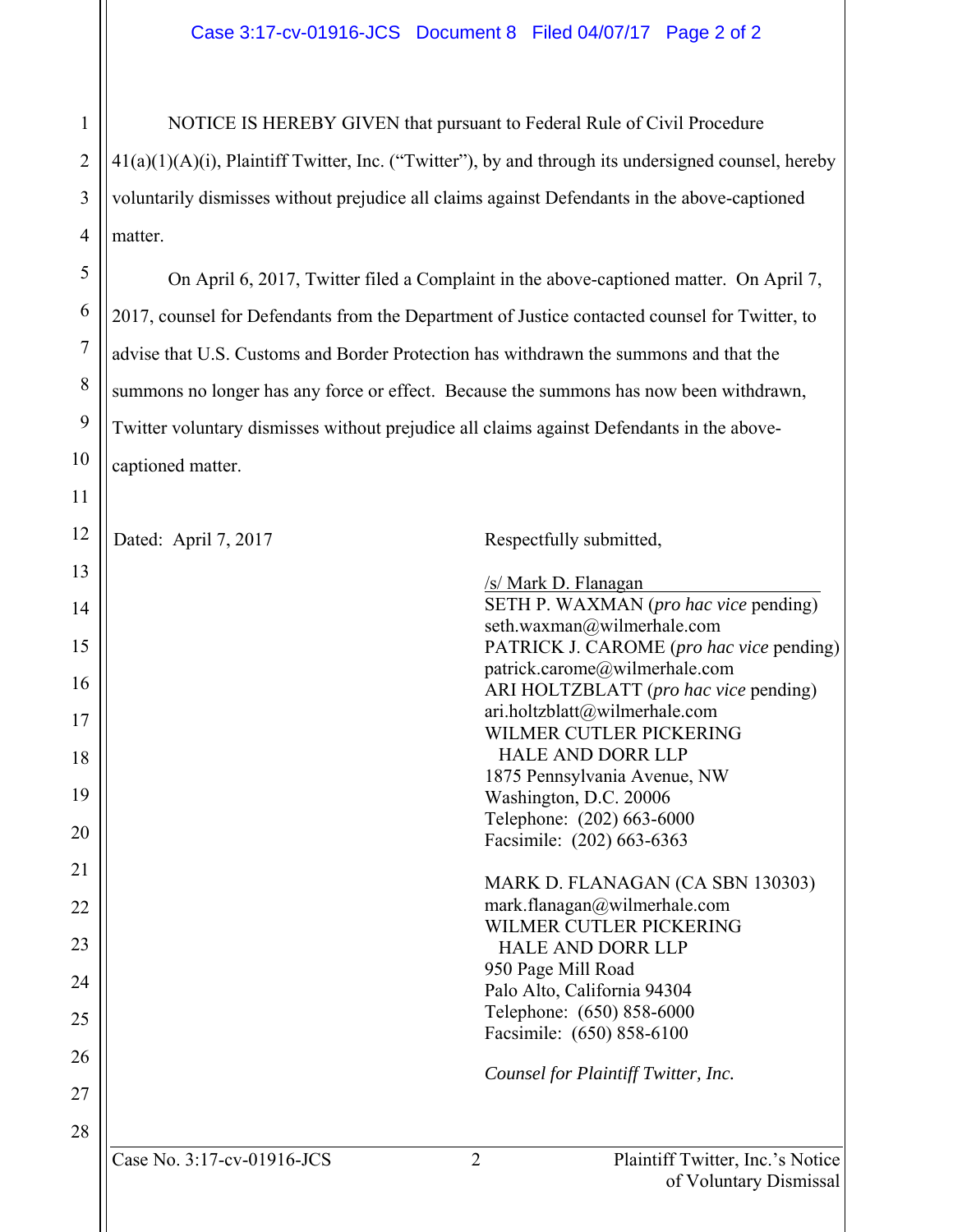NOTICE IS HEREBY GIVEN that pursuant to Federal Rule of Civil Procedure 41(a)(1)(A)(i), Plaintiff Twitter, Inc. ("Twitter"), by and through its undersigned counsel, hereby voluntarily dismisses without prejudice all claims against Defendants in the above-captioned matter.

On April 6, 2017, Twitter filed a Complaint in the above-captioned matter. On April 7, 2017, counsel for Defendants from the Department of Justice contacted counsel for Twitter, to advise that U.S. Customs and Border Protection has withdrawn the summons and that the summons no longer has any force or effect. Because the summons has now been withdrawn, Twitter voluntary dismisses without prejudice all claims against Defendants in the above-captioned matter.

Dated: April 7, 2017

Respectfully submitted,

/s/ Mark D. Flanagan

SETH P. WAXMAN (*pro hac vice* pending)
seth.waxman@wilmerhale.com
PATRICK J. CAROME (*pro hac vice* pending)
patrick.carome@wilmerhale.com
ARI HOLTZBLATT (*pro hac vice* pending)
ari.holtzblatt@wilmerhale.com
WILMER CUTLER PICKERING
HALE AND DORR LLP
1875 Pennsylvania Avenue, NW
Washington, D.C. 20006
Telephone: (202) 663-6000
Facsimile: (202) 663-6363

MARK D. FLANAGAN (CA SBN 130303)
mark.flanagan@wilmerhale.com
WILMER CUTLER PICKERING
HALE AND DORR LLP
950 Page Mill Road
Palo Alto, California 94304
Telephone: (650) 858-6000
Facsimile: (650) 858-6100

*Counsel for Plaintiff Twitter, Inc.*